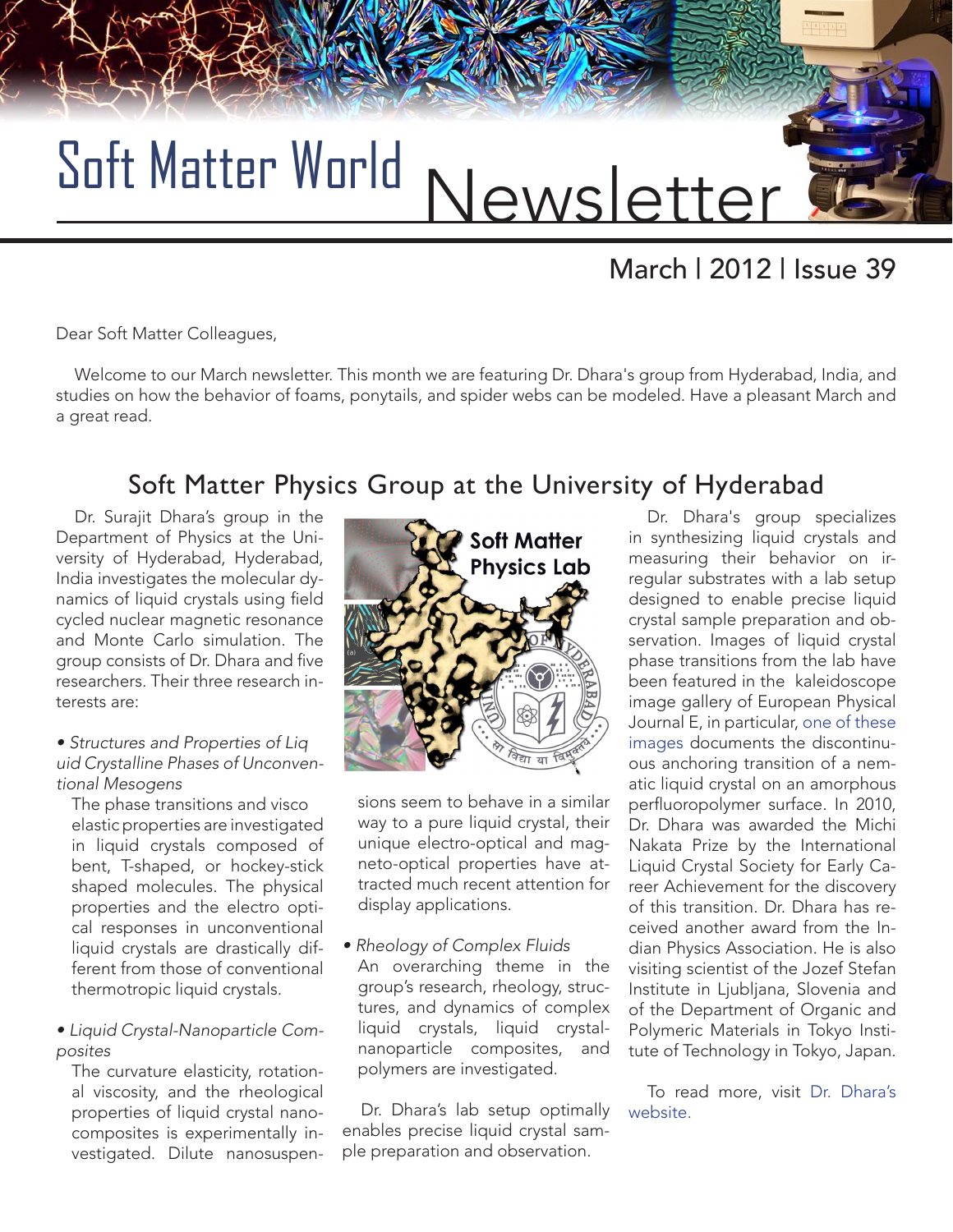# Soft Matter World Newsletter

## March | 2012 | Issue 39

Dear Soft Matter Colleagues,

Welcome to our March newsletter. This month we are featuring Dr. Dhara's group from Hyderabad, India, and studies on how the behavior of foams, ponytails, and spider webs can be modeled. Have a pleasant March and a great read.

## Soft Matter Physics Group at the University of Hyderabad

Dr. Surajit Dhara's group in the Department of Physics at the University of Hyderabad, Hyderabad, India investigates the molecular dynamics of liquid crystals using field cycled nuclear magnetic resonance and Monte Carlo simulation. The group consists of Dr. Dhara and five researchers. Their three research interests are:

- *Structures and Properties of Liquid Crystalline Phases of Unconventional Mesogens*

  The phase transitions and visco elastic properties are investigated in liquid crystals composed of bent, T-shaped, or hockey-stick shaped molecules. The physical properties and the electro optical responses in unconventional liquid crystals are drastically different from those of conventional thermotropic liquid crystals.

- *Liquid Crystal-Nanoparticle Composites*

  The curvature elasticity, rotational viscosity, and the rheological properties of liquid crystal nanocomposites is experimentally investigated. Dilute nanosuspensions seem to behave in a similar way to a pure liquid crystal, their unique electro-optical and magneto-optical properties have attracted much recent attention for display applications.

- *Rheology of Complex Fluids*

  An overarching theme in the group's research, rheology, structures, and dynamics of complex liquid crystals, liquid crystal-nanoparticle composites, and polymers are investigated.

Dr. Dhara's lab setup optimally enables precise liquid crystal sample preparation and observation.

Dr. Dhara's group specializes in synthesizing liquid crystals and measuring their behavior on irregular substrates with a lab setup designed to enable precise liquid crystal sample preparation and observation. Images of liquid crystal phase transitions from the lab have been featured in the kaleidoscope image gallery of European Physical Journal E, in particular, one of these images documents the discontinuous anchoring transition of a nematic liquid crystal on an amorphous perfluoropolymer surface. In 2010, Dr. Dhara was awarded the Michi Nakata Prize by the International Liquid Crystal Society for Early Career Achievement for the discovery of this transition. Dr. Dhara has received another award from the Indian Physics Association. He is also visiting scientist of the Jozef Stefan Institute in Ljubljana, Slovenia and of the Department of Organic and Polymeric Materials in Tokyo Institute of Technology in Tokyo, Japan.

To read more, visit Dr. Dhara's website.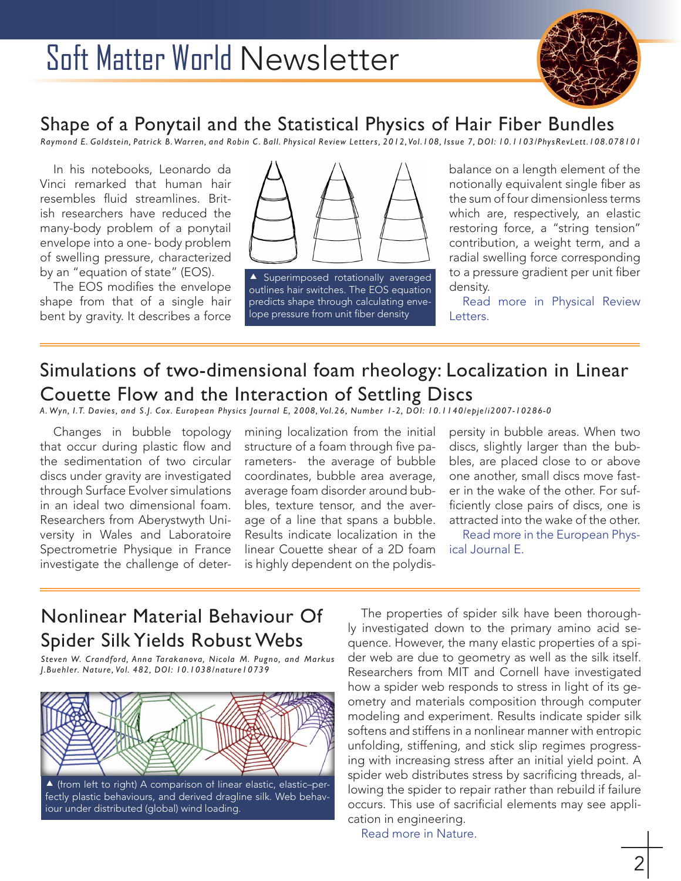# Soft Matter World Newsletter

## Shape of a Ponytail and the Statistical Physics of Hair Fiber Bundles

*Raymond E. Goldstein, Patrick B. Warren, and Robin C. Ball. Physical Review Letters, 2012, Vol. 108, Issue 7, DOI: 10.1103/PhysRevLett.108.078101*

In his notebooks, Leonardo da Vinci remarked that human hair resembles fluid streamlines. British researchers have reduced the many-body problem of a ponytail envelope into a one- body problem of swelling pressure, characterized by an "equation of state" (EOS).

The EOS modifies the envelope shape from that of a single hair bent by gravity. It describes a force balance on a length element of the notionally equivalent single fiber as the sum of four dimensionless terms which are, respectively, an elastic restoring force, a "string tension" contribution, a weight term, and a radial swelling force corresponding to a pressure gradient per unit fiber density.

▲ Superimposed rotationally averaged outlines hair switches. The EOS equation predicts shape through calculating envelope pressure from unit fiber density

Read more in Physical Review Letters.

## Simulations of two-dimensional foam rheology: Localization in Linear Couette Flow and the Interaction of Settling Discs

*A. Wyn, I.T. Davies, and S.J. Cox. European Physics Journal E, 2008, Vol. 26, Number 1-2, DOI: 10.1140/epje/i2007-10286-0*

Changes in bubble topology that occur during plastic flow and the sedimentation of two circular discs under gravity are investigated through Surface Evolver simulations in an ideal two dimensional foam. Researchers from Aberystwyth University in Wales and Laboratoire Spectrometrie Physique in France investigate the challenge of determining localization from the initial structure of a foam through five parameters- the average of bubble coordinates, bubble area average, average foam disorder around bubbles, texture tensor, and the average of a line that spans a bubble. Results indicate localization in the linear Couette shear of a 2D foam is highly dependent on the polydispersity in bubble areas. When two discs, slightly larger than the bubbles, are placed close to or above one another, small discs move faster in the wake of the other. For sufficiently close pairs of discs, one is attracted into the wake of the other.

Read more in the European Physical Journal E.

## Nonlinear Material Behaviour Of Spider Silk Yields Robust Webs

*Steven W. Crandford, Anna Tarakanova, Nicola M. Pugno, and Markus J.Buehler. Nature, Vol. 482, DOI: 10.1038/nature10739*

▲ (from left to right) A comparison of linear elastic, elastic–perfectly plastic behaviours, and derived dragline silk. Web behaviour under distributed (global) wind loading.

The properties of spider silk have been thoroughly investigated down to the primary amino acid sequence. However, the many elastic properties of a spider web are due to geometry as well as the silk itself. Researchers from MIT and Cornell have investigated how a spider web responds to stress in light of its geometry and materials composition through computer modeling and experiment. Results indicate spider silk softens and stiffens in a nonlinear manner with entropic unfolding, stiffening, and stick slip regimes progressing with increasing stress after an initial yield point. A spider web distributes stress by sacrificing threads, allowing the spider to repair rather than rebuild if failure occurs. This use of sacrificial elements may see application in engineering.

Read more in Nature.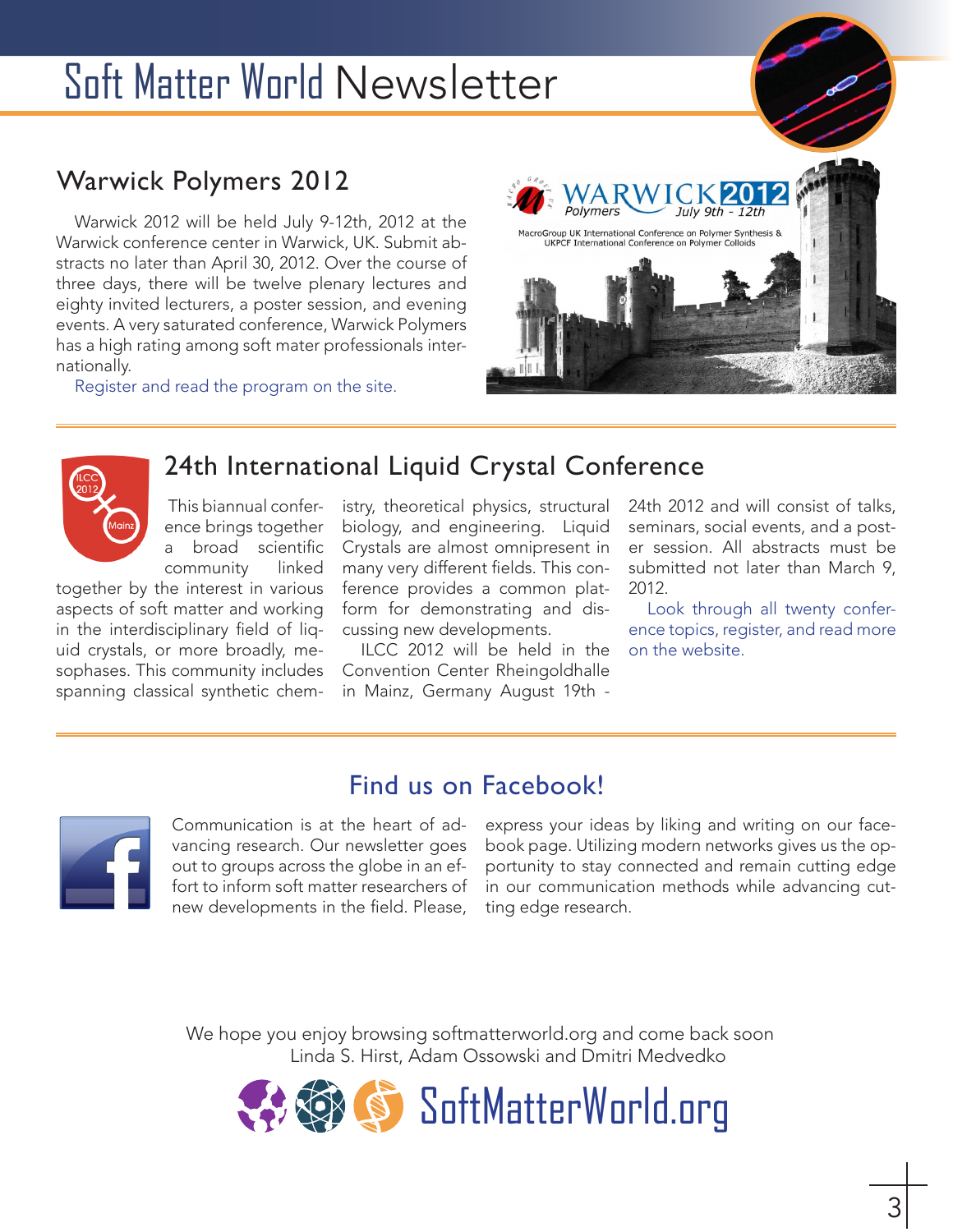# Soft Matter World Newsletter

## Warwick Polymers 2012

Warwick 2012 will be held July 9-12th, 2012 at the Warwick conference center in Warwick, UK. Submit abstracts no later than April 30, 2012. Over the course of three days, there will be twelve plenary lectures and eighty invited lecturers, a poster session, and evening events. A very saturated conference, Warwick Polymers has a high rating among soft mater professionals internationally.

Register and read the program on the site.

## 24th International Liquid Crystal Conference

This biannual conference brings together a broad scientific community linked together by the interest in various aspects of soft matter and working in the interdisciplinary field of liquid crystals, or more broadly, mesophases. This community includes spanning classical synthetic chemistry, theoretical physics, structural biology, and engineering. Liquid Crystals are almost omnipresent in many very different fields. This conference provides a common platform for demonstrating and discussing new developments.

ILCC 2012 will be held in the Convention Center Rheingoldhalle in Mainz, Germany August 19th - 24th 2012 and will consist of talks, seminars, social events, and a poster session. All abstracts must be submitted not later than March 9, 2012.

Look through all twenty conference topics, register, and read more on the website.

## Find us on Facebook!

Communication is at the heart of advancing research. Our newsletter goes out to groups across the globe in an effort to inform soft matter researchers of new developments in the field. Please, express your ideas by liking and writing on our facebook page. Utilizing modern networks gives us the opportunity to stay connected and remain cutting edge in our communication methods while advancing cutting edge research.

We hope you enjoy browsing softmatterworld.org and come back soon
Linda S. Hirst, Adam Ossowski and Dmitri Medvedko

SoftMatterWorld.org